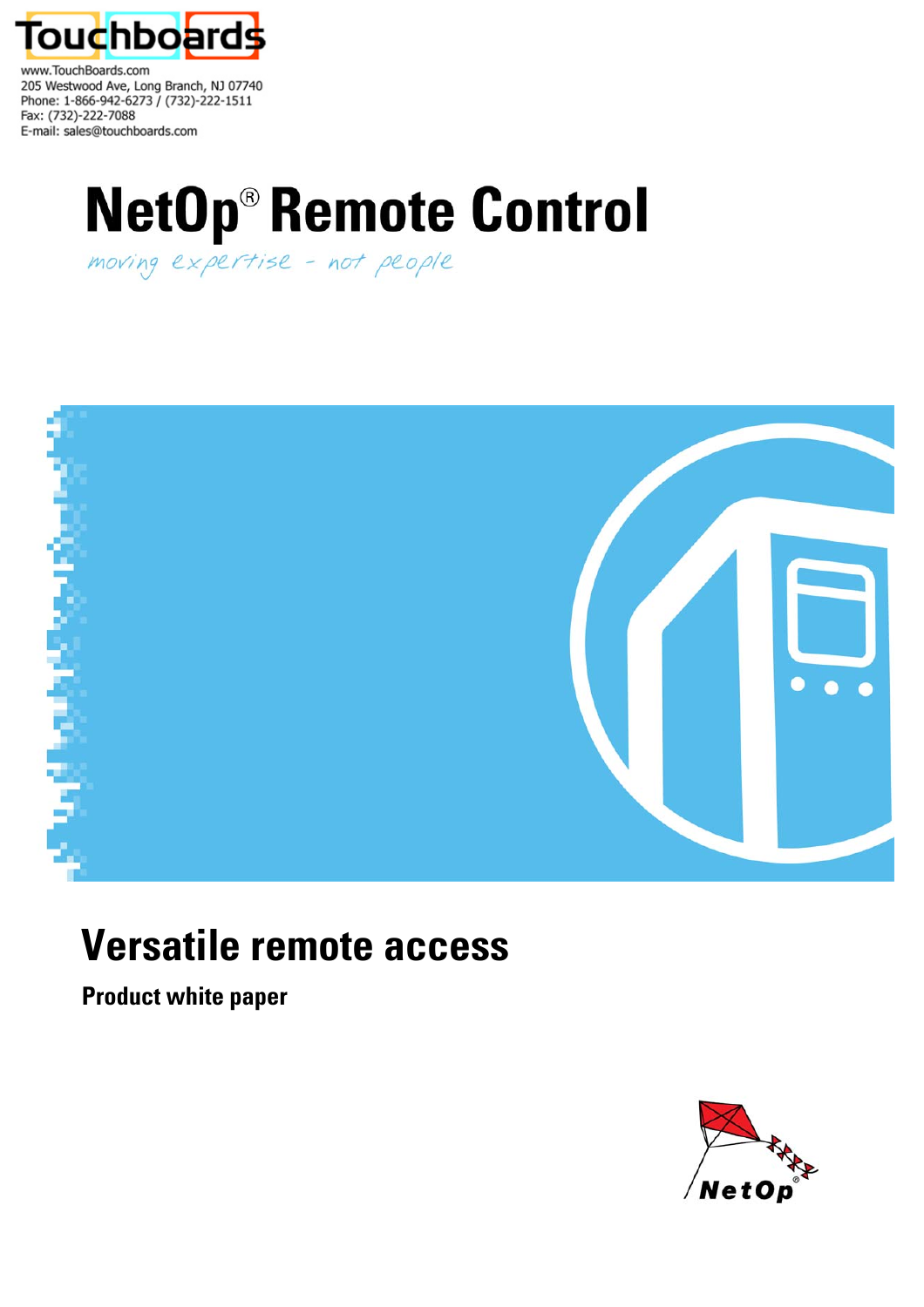Touchboards

www.TouchBoards.com
205 Westwood Ave, Long Branch, NJ 07740
Phone: 1-866-942-6273 / (732)-222-1511
Fax: (732)-222-7088
E-mail: sales@touchboards.com

# NetOp® Remote Control

*moving expertise - not people*

## Versatile remote access

**Product white paper**

NetOp®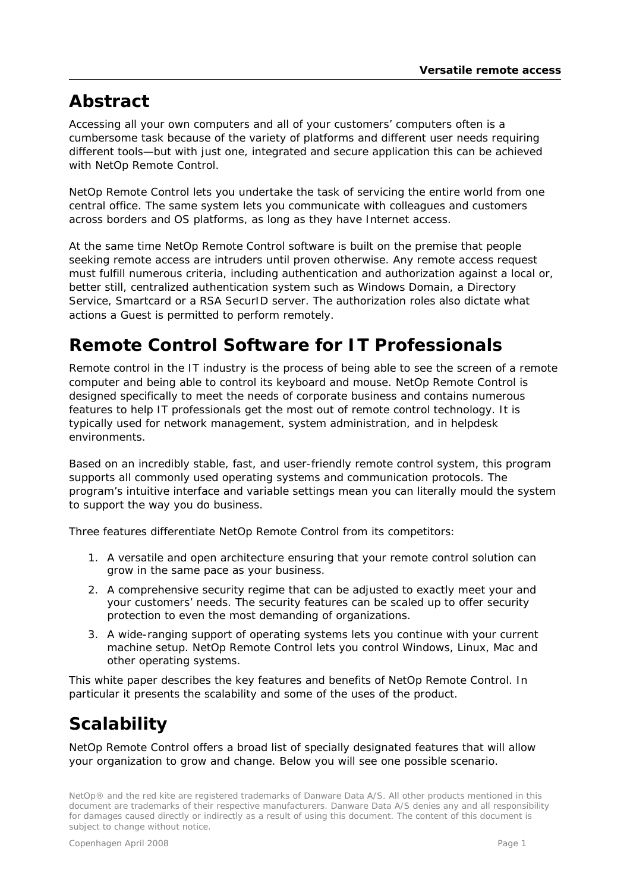# Abstract

Accessing all your own computers and all of your customers' computers often is a cumbersome task because of the variety of platforms and different user needs requiring different tools—but with just one, integrated and secure application this can be achieved with NetOp Remote Control.

NetOp Remote Control lets you undertake the task of servicing the entire world from one central office. The same system lets you communicate with colleagues and customers across borders and OS platforms, as long as they have Internet access.

At the same time NetOp Remote Control software is built on the premise that people seeking remote access are intruders until proven otherwise. Any remote access request must fulfill numerous criteria, including authentication and authorization against a local or, better still, centralized authentication system such as Windows Domain, a Directory Service, Smartcard or a RSA SecurID server. The authorization roles also dictate what actions a Guest is permitted to perform remotely.

# Remote Control Software for IT Professionals

Remote control in the IT industry is the process of being able to see the screen of a remote computer and being able to control its keyboard and mouse. NetOp Remote Control is designed specifically to meet the needs of corporate business and contains numerous features to help IT professionals get the most out of remote control technology. It is typically used for network management, system administration, and in helpdesk environments.

Based on an incredibly stable, fast, and user-friendly remote control system, this program supports all commonly used operating systems and communication protocols. The program's intuitive interface and variable settings mean you can literally mould the system to support the way you do business.

Three features differentiate NetOp Remote Control from its competitors:

1. A versatile and open architecture ensuring that your remote control solution can grow in the same pace as your business.
2. A comprehensive security regime that can be adjusted to exactly meet your and your customers' needs. The security features can be scaled up to offer security protection to even the most demanding of organizations.
3. A wide-ranging support of operating systems lets you continue with your current machine setup. NetOp Remote Control lets you control Windows, Linux, Mac and other operating systems.

This white paper describes the key features and benefits of NetOp Remote Control. In particular it presents the scalability and some of the uses of the product.

# Scalability

NetOp Remote Control offers a broad list of specially designated features that will allow your organization to grow and change. Below you will see one possible scenario.

NetOp® and the red kite are registered trademarks of Danware Data A/S. All other products mentioned in this document are trademarks of their respective manufacturers. Danware Data A/S denies any and all responsibility for damages caused directly or indirectly as a result of using this document. The content of this document is subject to change without notice.

Copenhagen April 2008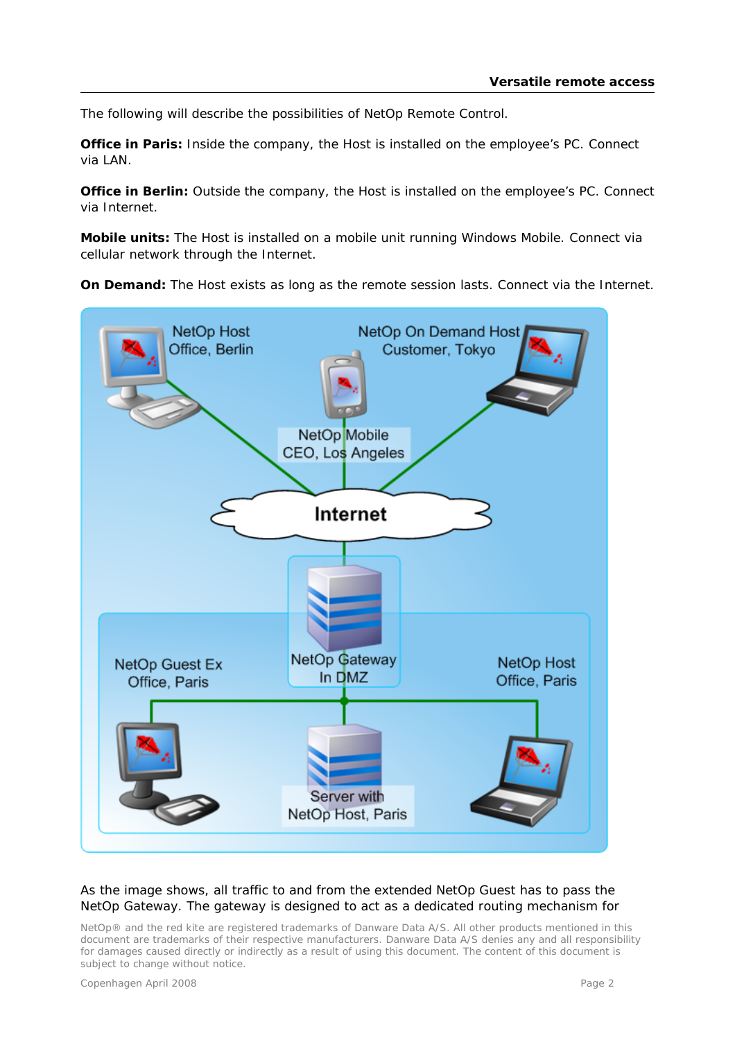The following will describe the possibilities of NetOp Remote Control.

**Office in Paris:** Inside the company, the Host is installed on the employee's PC. Connect via LAN.

**Office in Berlin:** Outside the company, the Host is installed on the employee's PC. Connect via Internet.

**Mobile units:** The Host is installed on a mobile unit running Windows Mobile. Connect via cellular network through the Internet.

**On Demand:** The Host exists as long as the remote session lasts. Connect via the Internet.

NetOp Host
Office, Berlin

NetOp On Demand Host
Customer, Tokyo

NetOp Mobile
CEO, Los Angeles

Internet

NetOp Gateway
In DMZ

NetOp Guest Ex
Office, Paris

NetOp Host
Office, Paris

Server with
NetOp Host, Paris

As the image shows, all traffic to and from the extended NetOp Guest has to pass the NetOp Gateway. The gateway is designed to act as a dedicated routing mechanism for

NetOp® and the red kite are registered trademarks of Danware Data A/S. All other products mentioned in this document are trademarks of their respective manufacturers. Danware Data A/S denies any and all responsibility for damages caused directly or indirectly as a result of using this document. The content of this document is subject to change without notice.

Copenhagen April 2008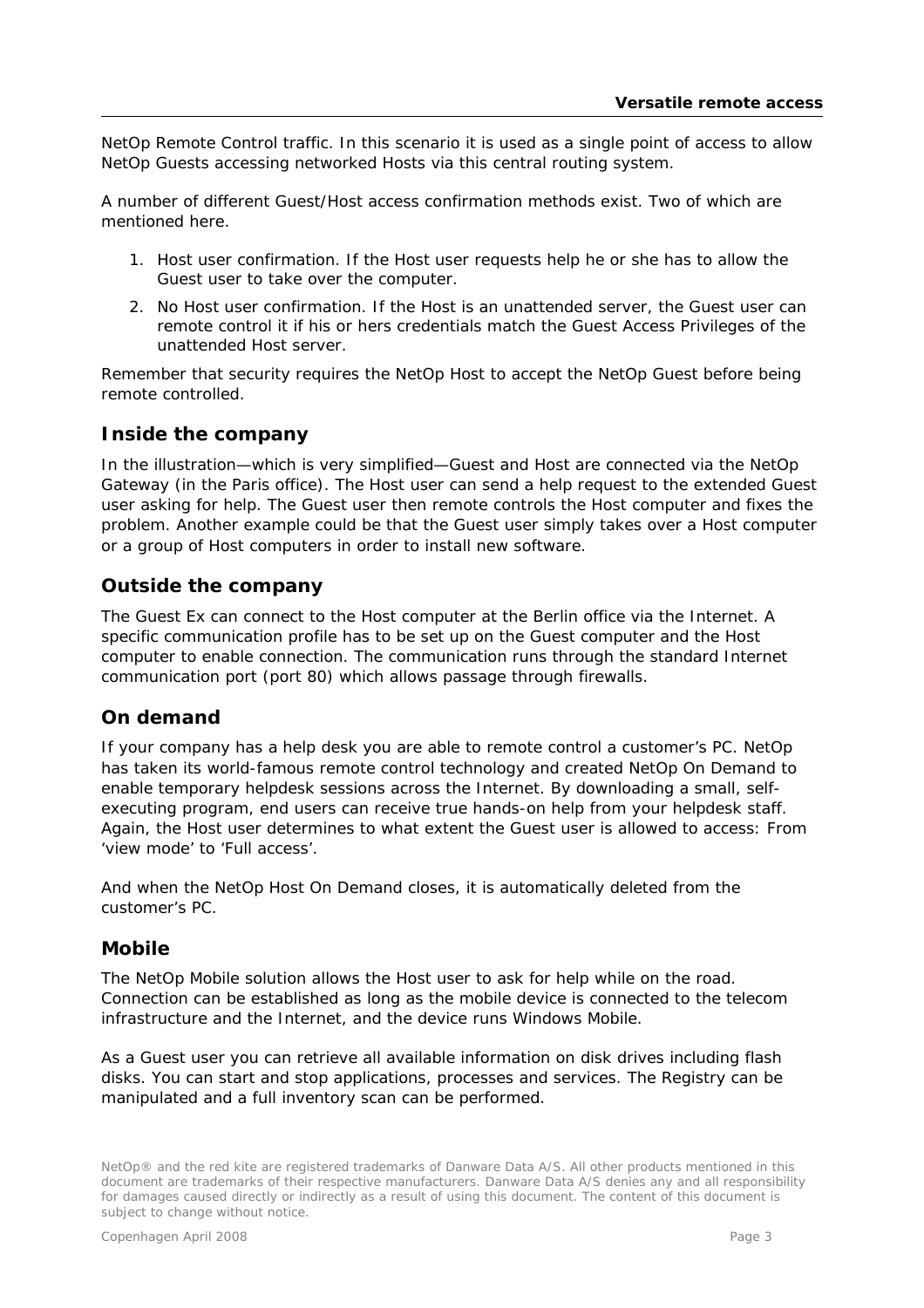NetOp Remote Control traffic. In this scenario it is used as a single point of access to allow NetOp Guests accessing networked Hosts via this central routing system.

A number of different Guest/Host access confirmation methods exist. Two of which are mentioned here.

1. Host user confirmation. If the Host user requests help he or she has to allow the Guest user to take over the computer.
2. No Host user confirmation. If the Host is an unattended server, the Guest user can remote control it if his or hers credentials match the Guest Access Privileges of the unattended Host server.

Remember that security requires the NetOp Host to accept the NetOp Guest before being remote controlled.

## Inside the company

In the illustration—which is very simplified—Guest and Host are connected via the NetOp Gateway (in the Paris office). The Host user can send a help request to the extended Guest user asking for help. The Guest user then remote controls the Host computer and fixes the problem. Another example could be that the Guest user simply takes over a Host computer or a group of Host computers in order to install new software.

## Outside the company

The Guest Ex can connect to the Host computer at the Berlin office via the Internet. A specific communication profile has to be set up on the Guest computer and the Host computer to enable connection. The communication runs through the standard Internet communication port (port 80) which allows passage through firewalls.

## On demand

If your company has a help desk you are able to remote control a customer's PC. NetOp has taken its world-famous remote control technology and created NetOp On Demand to enable temporary helpdesk sessions across the Internet. By downloading a small, self-executing program, end users can receive true hands-on help from your helpdesk staff. Again, the Host user determines to what extent the Guest user is allowed to access: From 'view mode' to 'Full access'.

And when the NetOp Host On Demand closes, it is automatically deleted from the customer's PC.

## Mobile

The NetOp Mobile solution allows the Host user to ask for help while on the road. Connection can be established as long as the mobile device is connected to the telecom infrastructure and the Internet, and the device runs Windows Mobile.

As a Guest user you can retrieve all available information on disk drives including flash disks. You can start and stop applications, processes and services. The Registry can be manipulated and a full inventory scan can be performed.

NetOp® and the red kite are registered trademarks of Danware Data A/S. All other products mentioned in this document are trademarks of their respective manufacturers. Danware Data A/S denies any and all responsibility for damages caused directly or indirectly as a result of using this document. The content of this document is subject to change without notice.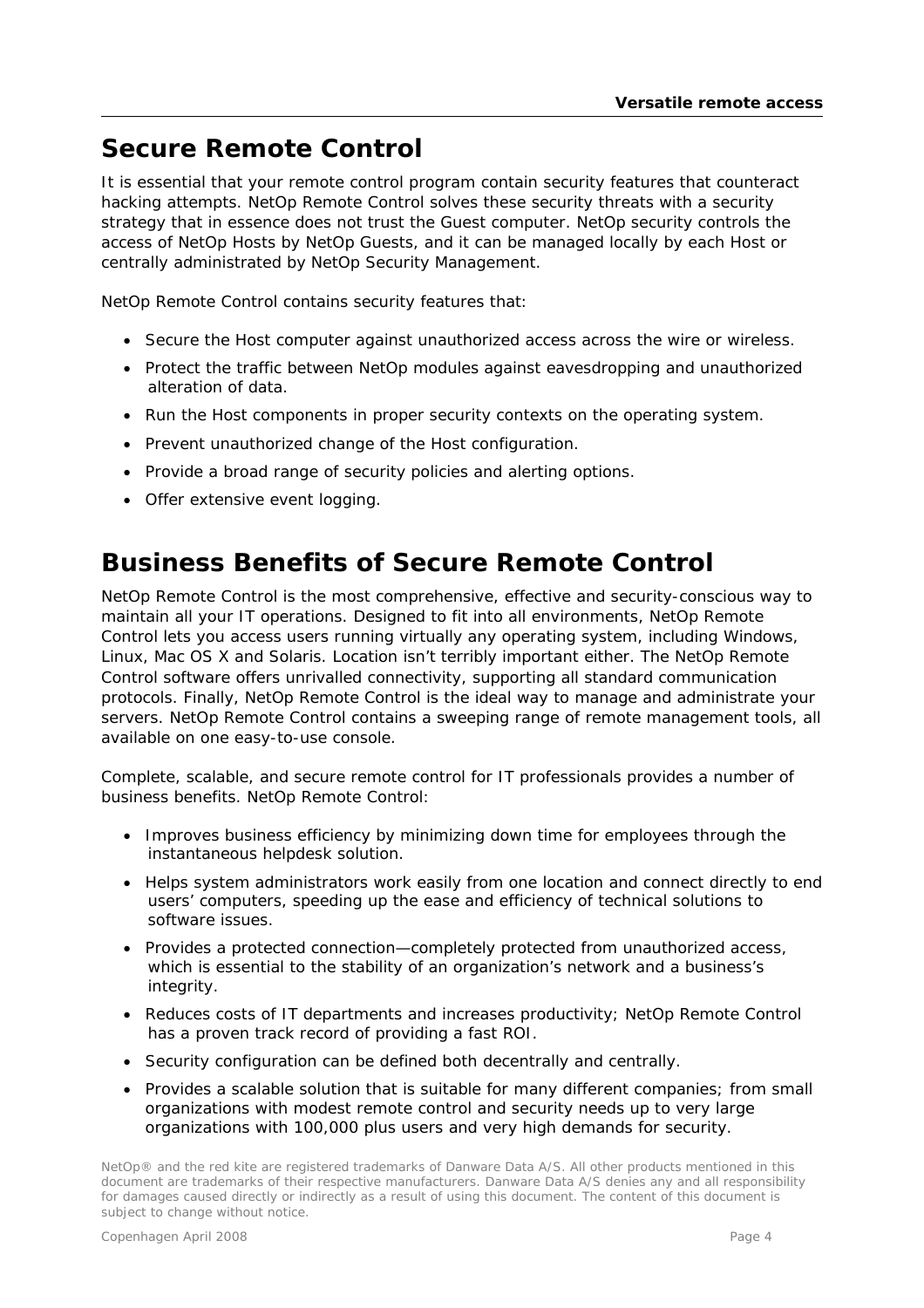# Secure Remote Control

It is essential that your remote control program contain security features that counteract hacking attempts. NetOp Remote Control solves these security threats with a security strategy that in essence does not trust the Guest computer. NetOp security controls the access of NetOp Hosts by NetOp Guests, and it can be managed locally by each Host or centrally administrated by NetOp Security Management.

NetOp Remote Control contains security features that:

- Secure the Host computer against unauthorized access across the wire or wireless.
- Protect the traffic between NetOp modules against eavesdropping and unauthorized alteration of data.
- Run the Host components in proper security contexts on the operating system.
- Prevent unauthorized change of the Host configuration.
- Provide a broad range of security policies and alerting options.
- Offer extensive event logging.

# Business Benefits of Secure Remote Control

NetOp Remote Control is the most comprehensive, effective and security-conscious way to maintain all your IT operations. Designed to fit into all environments, NetOp Remote Control lets you access users running virtually any operating system, including Windows, Linux, Mac OS X and Solaris. Location isn't terribly important either. The NetOp Remote Control software offers unrivalled connectivity, supporting all standard communication protocols. Finally, NetOp Remote Control is the ideal way to manage and administrate your servers. NetOp Remote Control contains a sweeping range of remote management tools, all available on one easy-to-use console.

Complete, scalable, and secure remote control for IT professionals provides a number of business benefits. NetOp Remote Control:

- Improves business efficiency by minimizing down time for employees through the instantaneous helpdesk solution.
- Helps system administrators work easily from one location and connect directly to end users' computers, speeding up the ease and efficiency of technical solutions to software issues.
- Provides a protected connection—completely protected from unauthorized access, which is essential to the stability of an organization's network and a business's integrity.
- Reduces costs of IT departments and increases productivity; NetOp Remote Control has a proven track record of providing a fast ROI.
- Security configuration can be defined both decentrally and centrally.
- Provides a scalable solution that is suitable for many different companies; from small organizations with modest remote control and security needs up to very large organizations with 100,000 plus users and very high demands for security.

NetOp® and the red kite are registered trademarks of Danware Data A/S. All other products mentioned in this document are trademarks of their respective manufacturers. Danware Data A/S denies any and all responsibility for damages caused directly or indirectly as a result of using this document. The content of this document is subject to change without notice.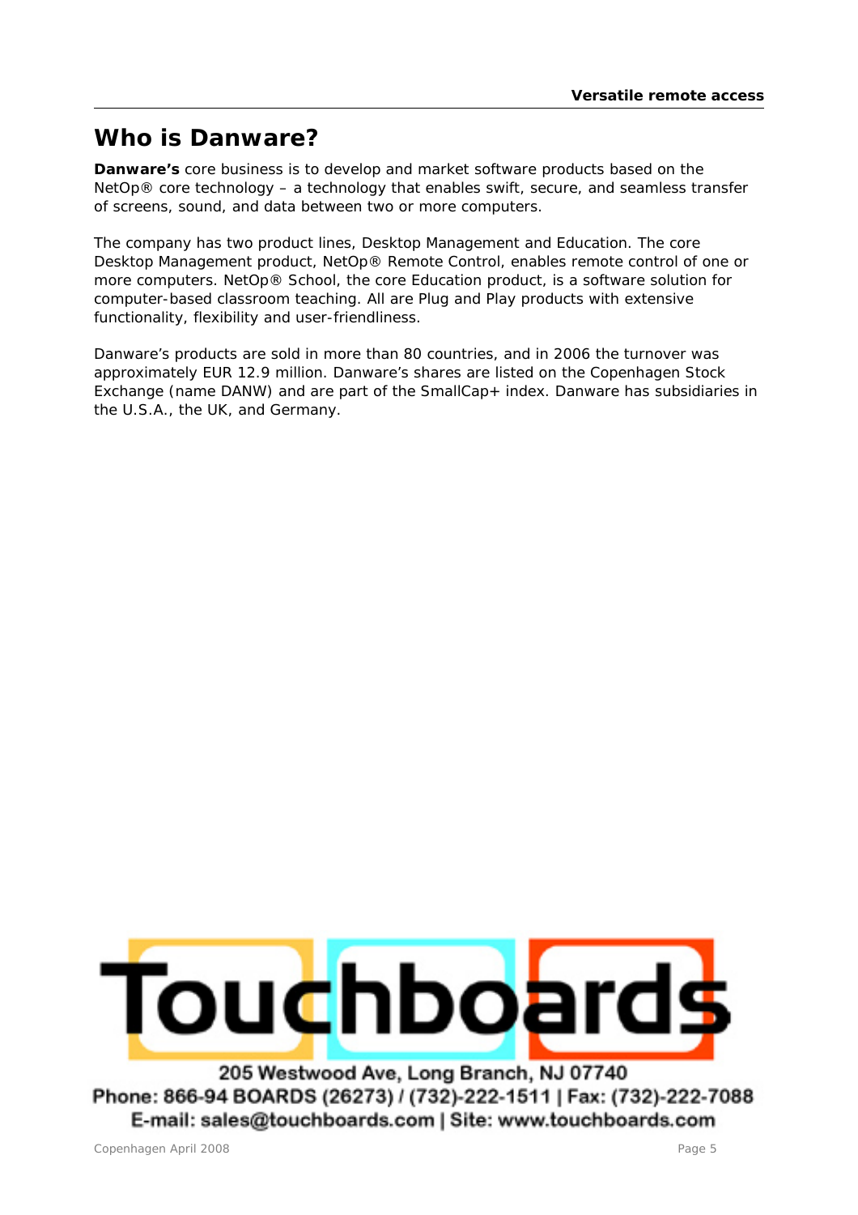## Who is Danware?

**Danware's** core business is to develop and market software products based on the NetOp® core technology – a technology that enables swift, secure, and seamless transfer of screens, sound, and data between two or more computers.

The company has two product lines, Desktop Management and Education. The core Desktop Management product, NetOp® Remote Control, enables remote control of one or more computers. NetOp® School, the core Education product, is a software solution for computer-based classroom teaching. All are Plug and Play products with extensive functionality, flexibility and user-friendliness.

Danware's products are sold in more than 80 countries, and in 2006 the turnover was approximately EUR 12.9 million. Danware's shares are listed on the Copenhagen Stock Exchange (name DANW) and are part of the SmallCap+ index. Danware has subsidiaries in the U.S.A., the UK, and Germany.

Touchboards

205 Westwood Ave, Long Branch, NJ 07740

Phone: 866-94 BOARDS (26273) / (732)-222-1511 | Fax: (732)-222-7088

E-mail: sales@touchboards.com | Site: www.touchboards.com